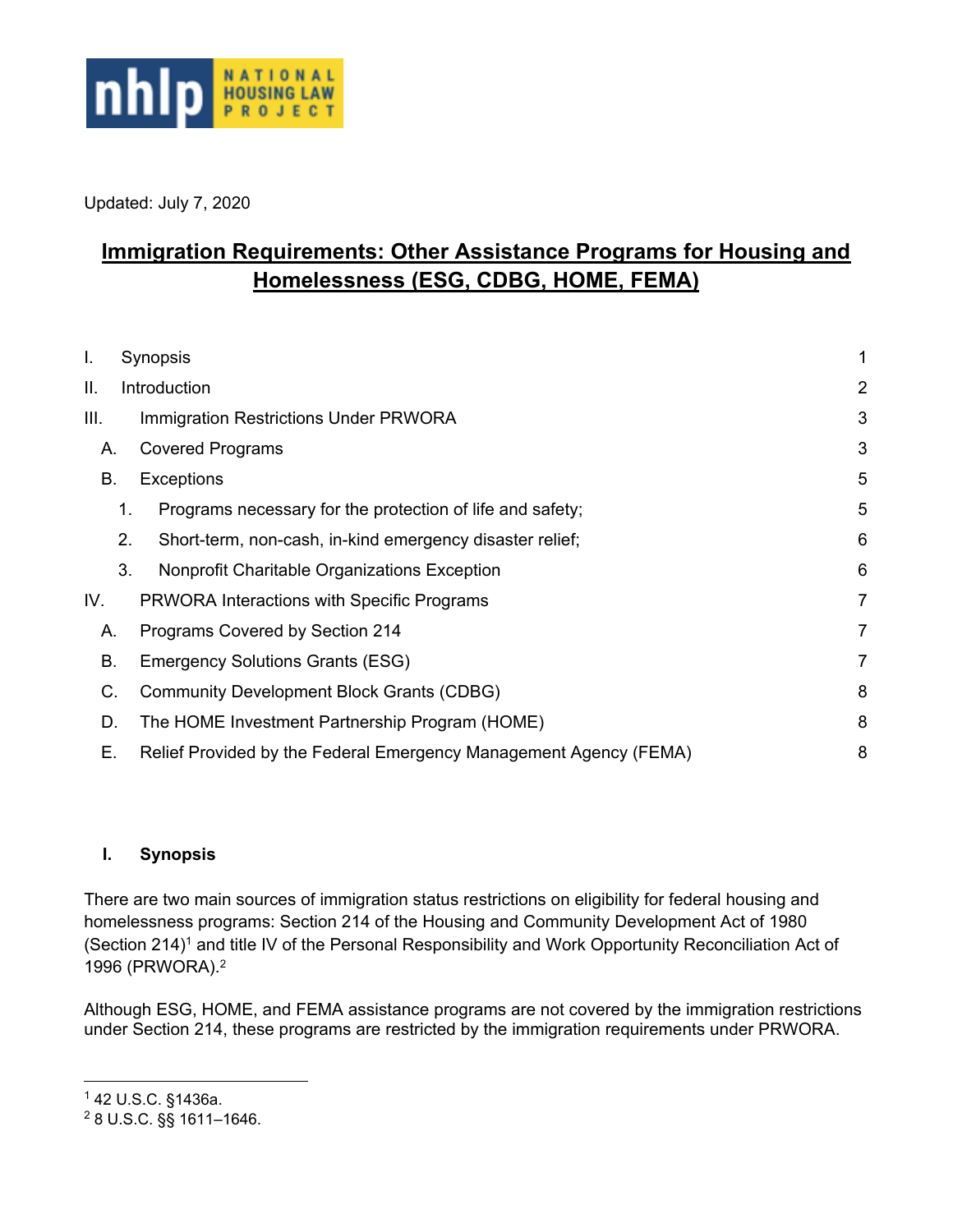Updated: July 7, 2020

# Immigration Requirements: Other Assistance Programs for Housing and Homelessness (ESG, CDBG, HOME, FEMA)

| | | |
|---|---|---|
| I. | Synopsis | 1 |
| II. | Introduction | 2 |
| III. | Immigration Restrictions Under PRWORA | 3 |
| A. | Covered Programs | 3 |
| B. | Exceptions | 5 |
| 1. | Programs necessary for the protection of life and safety; | 5 |
| 2. | Short-term, non-cash, in-kind emergency disaster relief; | 6 |
| 3. | Nonprofit Charitable Organizations Exception | 6 |
| IV. | PRWORA Interactions with Specific Programs | 7 |
| A. | Programs Covered by Section 214 | 7 |
| B. | Emergency Solutions Grants (ESG) | 7 |
| C. | Community Development Block Grants (CDBG) | 8 |
| D. | The HOME Investment Partnership Program (HOME) | 8 |
| E. | Relief Provided by the Federal Emergency Management Agency (FEMA) | 8 |

## I. Synopsis

There are two main sources of immigration status restrictions on eligibility for federal housing and homelessness programs: Section 214 of the Housing and Community Development Act of 1980 (Section 214)[1] and title IV of the Personal Responsibility and Work Opportunity Reconciliation Act of 1996 (PRWORA).[2]

Although ESG, HOME, and FEMA assistance programs are not covered by the immigration restrictions under Section 214, these programs are restricted by the immigration requirements under PRWORA.

---

[1] 42 U.S.C. §1436a.

[2] 8 U.S.C. §§ 1611–1646.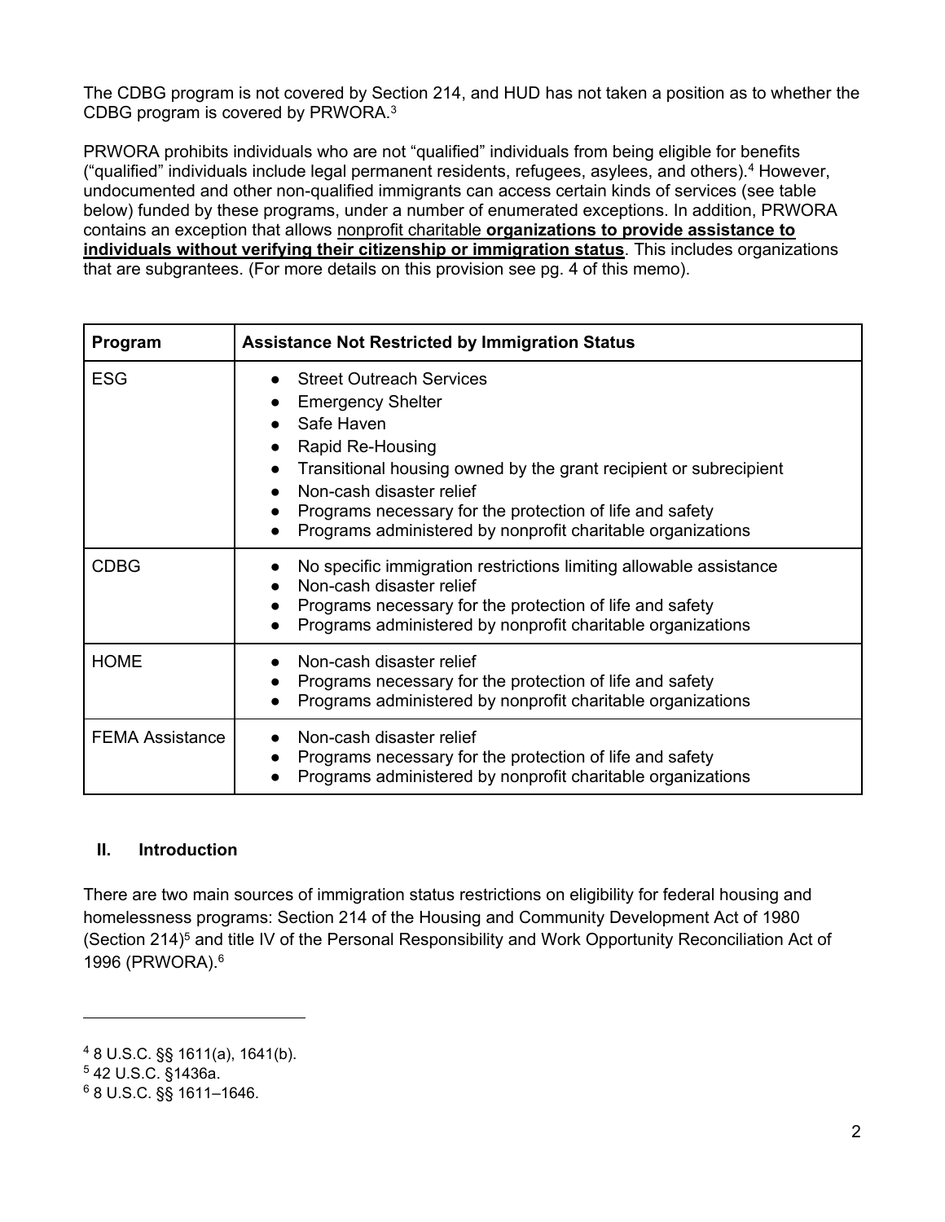The CDBG program is not covered by Section 214, and HUD has not taken a position as to whether the CDBG program is covered by PRWORA.[3]

PRWORA prohibits individuals who are not "qualified" individuals from being eligible for benefits ("qualified" individuals include legal permanent residents, refugees, asylees, and others).[4] However, undocumented and other non-qualified immigrants can access certain kinds of services (see table below) funded by these programs, under a number of enumerated exceptions. In addition, PRWORA contains an exception that allows <u>nonprofit charitable **organizations to provide assistance to individuals without verifying their citizenship or immigration status**</u>. This includes organizations that are subgrantees. (For more details on this provision see pg. 4 of this memo).

| Program | Assistance Not Restricted by Immigration Status |
|---|---|
| ESG | • Street Outreach Services<br>• Emergency Shelter<br>• Safe Haven<br>• Rapid Re-Housing<br>• Transitional housing owned by the grant recipient or subrecipient<br>• Non-cash disaster relief<br>• Programs necessary for the protection of life and safety<br>• Programs administered by nonprofit charitable organizations |
| CDBG | • No specific immigration restrictions limiting allowable assistance<br>• Non-cash disaster relief<br>• Programs necessary for the protection of life and safety<br>• Programs administered by nonprofit charitable organizations |
| HOME | • Non-cash disaster relief<br>• Programs necessary for the protection of life and safety<br>• Programs administered by nonprofit charitable organizations |
| FEMA Assistance | • Non-cash disaster relief<br>• Programs necessary for the protection of life and safety<br>• Programs administered by nonprofit charitable organizations |

## II. Introduction

There are two main sources of immigration status restrictions on eligibility for federal housing and homelessness programs: Section 214 of the Housing and Community Development Act of 1980 (Section 214)[5] and title IV of the Personal Responsibility and Work Opportunity Reconciliation Act of 1996 (PRWORA).[6]

---

[4] 8 U.S.C. §§ 1611(a), 1641(b).

[5] 42 U.S.C. §1436a.

[6] 8 U.S.C. §§ 1611–1646.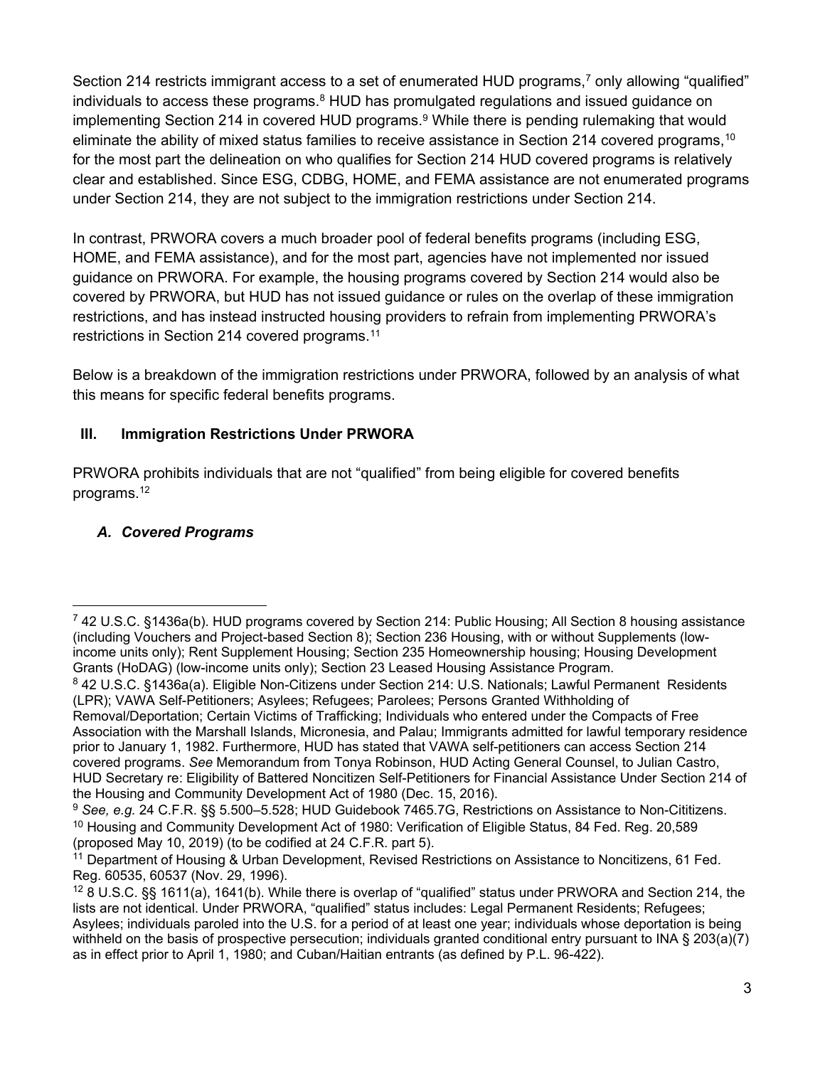Section 214 restricts immigrant access to a set of enumerated HUD programs,[7] only allowing "qualified" individuals to access these programs.[8] HUD has promulgated regulations and issued guidance on implementing Section 214 in covered HUD programs.[9] While there is pending rulemaking that would eliminate the ability of mixed status families to receive assistance in Section 214 covered programs,[10] for the most part the delineation on who qualifies for Section 214 HUD covered programs is relatively clear and established. Since ESG, CDBG, HOME, and FEMA assistance are not enumerated programs under Section 214, they are not subject to the immigration restrictions under Section 214.

In contrast, PRWORA covers a much broader pool of federal benefits programs (including ESG, HOME, and FEMA assistance), and for the most part, agencies have not implemented nor issued guidance on PRWORA. For example, the housing programs covered by Section 214 would also be covered by PRWORA, but HUD has not issued guidance or rules on the overlap of these immigration restrictions, and has instead instructed housing providers to refrain from implementing PRWORA's restrictions in Section 214 covered programs.[11]

Below is a breakdown of the immigration restrictions under PRWORA, followed by an analysis of what this means for specific federal benefits programs.

## III. Immigration Restrictions Under PRWORA

PRWORA prohibits individuals that are not "qualified" from being eligible for covered benefits programs.[12]

### *A. Covered Programs*

---

[7] 42 U.S.C. §1436a(b). HUD programs covered by Section 214: Public Housing; All Section 8 housing assistance (including Vouchers and Project-based Section 8); Section 236 Housing, with or without Supplements (low-income units only); Rent Supplement Housing; Section 235 Homeownership housing; Housing Development Grants (HoDAG) (low-income units only); Section 23 Leased Housing Assistance Program.

[8] 42 U.S.C. §1436a(a). Eligible Non-Citizens under Section 214: U.S. Nationals; Lawful Permanent Residents (LPR); VAWA Self-Petitioners; Asylees; Refugees; Parolees; Persons Granted Withholding of Removal/Deportation; Certain Victims of Trafficking; Individuals who entered under the Compacts of Free Association with the Marshall Islands, Micronesia, and Palau; Immigrants admitted for lawful temporary residence prior to January 1, 1982. Furthermore, HUD has stated that VAWA self-petitioners can access Section 214 covered programs. *See* Memorandum from Tonya Robinson, HUD Acting General Counsel, to Julian Castro, HUD Secretary re: Eligibility of Battered Noncitizen Self-Petitioners for Financial Assistance Under Section 214 of the Housing and Community Development Act of 1980 (Dec. 15, 2016).

[9] *See, e.g.* 24 C.F.R. §§ 5.500–5.528; HUD Guidebook 7465.7G, Restrictions on Assistance to Non-Cititizens.

[10] Housing and Community Development Act of 1980: Verification of Eligible Status, 84 Fed. Reg. 20,589 (proposed May 10, 2019) (to be codified at 24 C.F.R. part 5).

[11] Department of Housing & Urban Development, Revised Restrictions on Assistance to Noncitizens, 61 Fed. Reg. 60535, 60537 (Nov. 29, 1996).

[12] 8 U.S.C. §§ 1611(a), 1641(b). While there is overlap of "qualified" status under PRWORA and Section 214, the lists are not identical. Under PRWORA, "qualified" status includes: Legal Permanent Residents; Refugees; Asylees; individuals paroled into the U.S. for a period of at least one year; individuals whose deportation is being withheld on the basis of prospective persecution; individuals granted conditional entry pursuant to INA § 203(a)(7) as in effect prior to April 1, 1980; and Cuban/Haitian entrants (as defined by P.L. 96-422).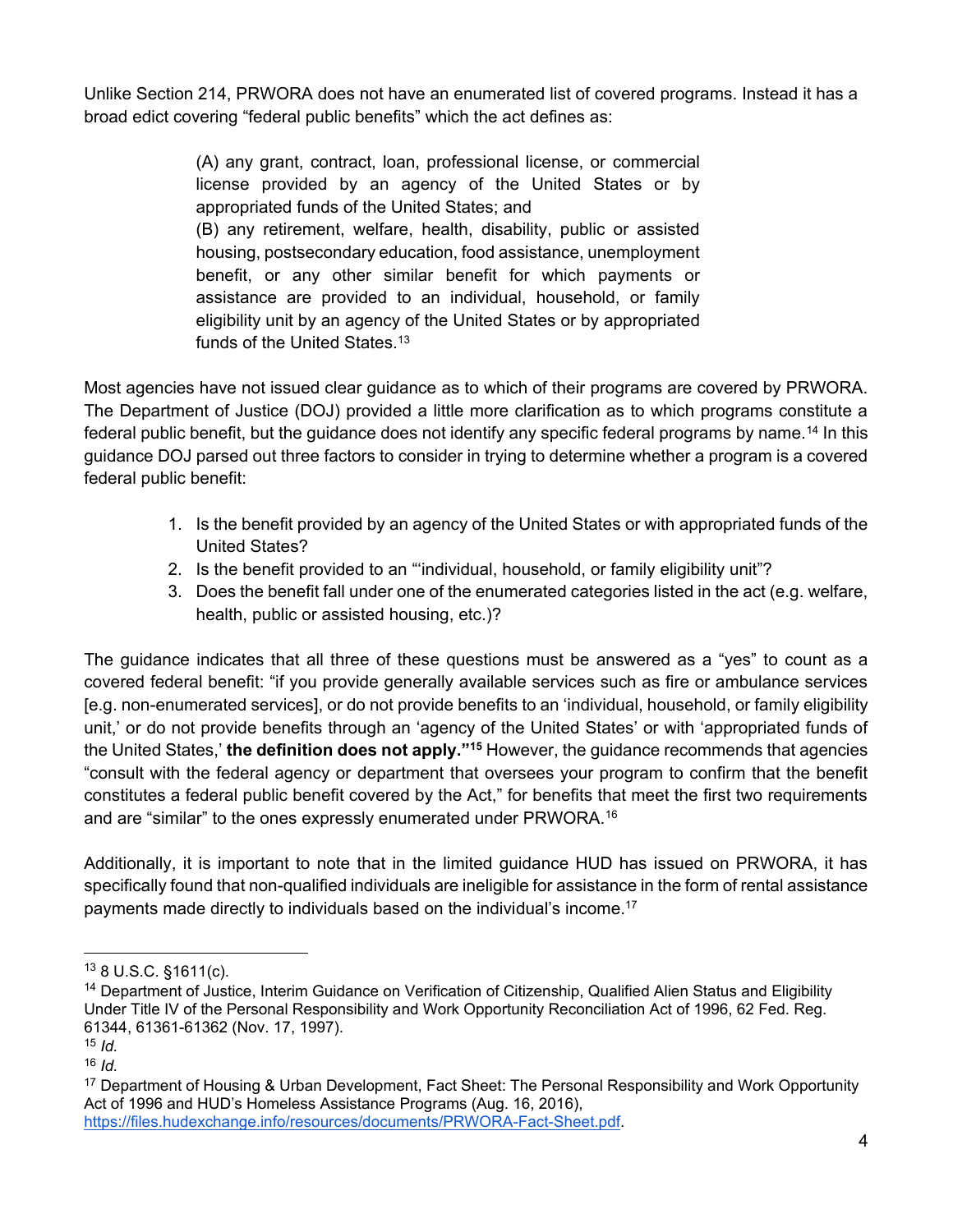Unlike Section 214, PRWORA does not have an enumerated list of covered programs. Instead it has a broad edict covering "federal public benefits" which the act defines as:

> (A) any grant, contract, loan, professional license, or commercial license provided by an agency of the United States or by appropriated funds of the United States; and
> (B) any retirement, welfare, health, disability, public or assisted housing, postsecondary education, food assistance, unemployment benefit, or any other similar benefit for which payments or assistance are provided to an individual, household, or family eligibility unit by an agency of the United States or by appropriated funds of the United States.[13]

Most agencies have not issued clear guidance as to which of their programs are covered by PRWORA. The Department of Justice (DOJ) provided a little more clarification as to which programs constitute a federal public benefit, but the guidance does not identify any specific federal programs by name.[14] In this guidance DOJ parsed out three factors to consider in trying to determine whether a program is a covered federal public benefit:

1. Is the benefit provided by an agency of the United States or with appropriated funds of the United States?
2. Is the benefit provided to an "'individual, household, or family eligibility unit"?
3. Does the benefit fall under one of the enumerated categories listed in the act (e.g. welfare, health, public or assisted housing, etc.)?

The guidance indicates that all three of these questions must be answered as a "yes" to count as a covered federal benefit: "if you provide generally available services such as fire or ambulance services [e.g. non-enumerated services], or do not provide benefits to an 'individual, household, or family eligibility unit,' or do not provide benefits through an 'agency of the United States' or with 'appropriated funds of the United States,' **the definition does not apply."[15]** However, the guidance recommends that agencies "consult with the federal agency or department that oversees your program to confirm that the benefit constitutes a federal public benefit covered by the Act," for benefits that meet the first two requirements and are "similar" to the ones expressly enumerated under PRWORA.[16]

Additionally, it is important to note that in the limited guidance HUD has issued on PRWORA, it has specifically found that non-qualified individuals are ineligible for assistance in the form of rental assistance payments made directly to individuals based on the individual's income.[17]

---

[13] 8 U.S.C. §1611(c).

[14] Department of Justice, Interim Guidance on Verification of Citizenship, Qualified Alien Status and Eligibility Under Title IV of the Personal Responsibility and Work Opportunity Reconciliation Act of 1996, 62 Fed. Reg. 61344, 61361-61362 (Nov. 17, 1997).

[15] *Id.*

[16] *Id.*

[17] Department of Housing & Urban Development, Fact Sheet: The Personal Responsibility and Work Opportunity Act of 1996 and HUD's Homeless Assistance Programs (Aug. 16, 2016), https://files.hudexchange.info/resources/documents/PRWORA-Fact-Sheet.pdf.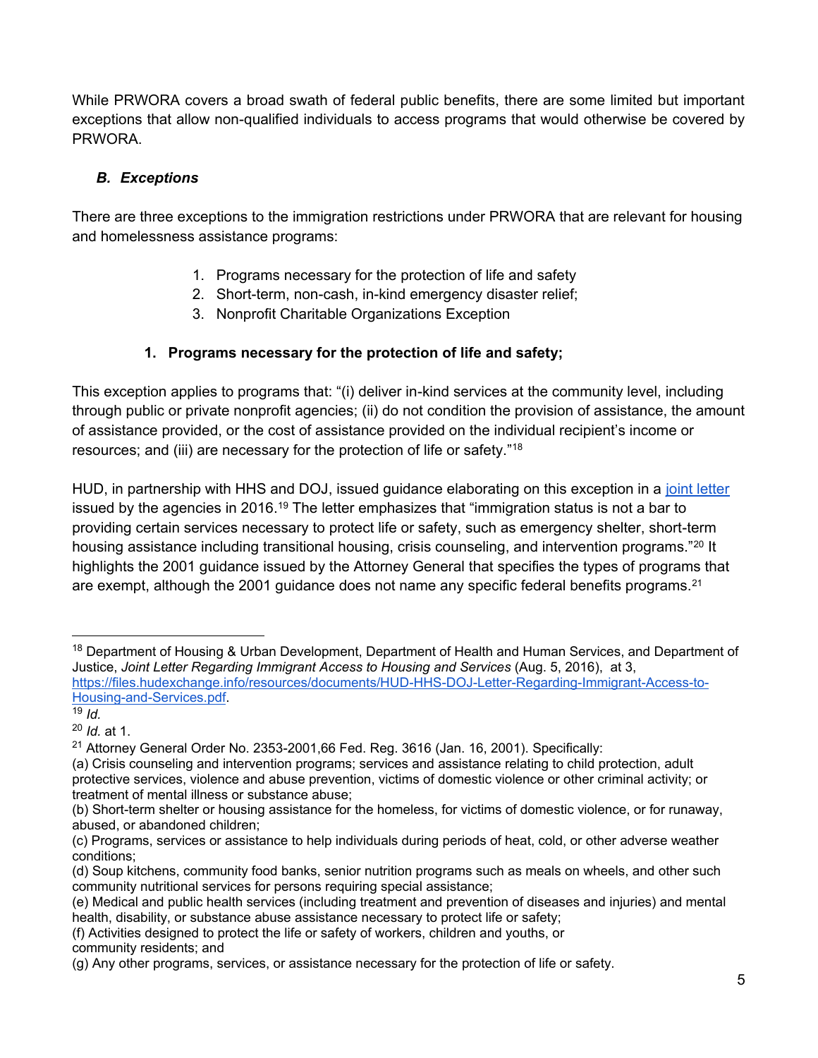While PRWORA covers a broad swath of federal public benefits, there are some limited but important exceptions that allow non-qualified individuals to access programs that would otherwise be covered by PRWORA.

### *B. Exceptions*

There are three exceptions to the immigration restrictions under PRWORA that are relevant for housing and homelessness assistance programs:

1. Programs necessary for the protection of life and safety
2. Short-term, non-cash, in-kind emergency disaster relief;
3. Nonprofit Charitable Organizations Exception

#### 1. Programs necessary for the protection of life and safety;

This exception applies to programs that: "(i) deliver in-kind services at the community level, including through public or private nonprofit agencies; (ii) do not condition the provision of assistance, the amount of assistance provided, or the cost of assistance provided on the individual recipient's income or resources; and (iii) are necessary for the protection of life or safety."[18]

HUD, in partnership with HHS and DOJ, issued guidance elaborating on this exception in a [joint letter](https://files.hudexchange.info/resources/documents/HUD-HHS-DOJ-Letter-Regarding-Immigrant-Access-to-Housing-and-Services.pdf) issued by the agencies in 2016.[19] The letter emphasizes that "immigration status is not a bar to providing certain services necessary to protect life or safety, such as emergency shelter, short-term housing assistance including transitional housing, crisis counseling, and intervention programs."[20] It highlights the 2001 guidance issued by the Attorney General that specifies the types of programs that are exempt, although the 2001 guidance does not name any specific federal benefits programs.[21]

---

[18] Department of Housing & Urban Development, Department of Health and Human Services, and Department of Justice, *Joint Letter Regarding Immigrant Access to Housing and Services* (Aug. 5, 2016), at 3, https://files.hudexchange.info/resources/documents/HUD-HHS-DOJ-Letter-Regarding-Immigrant-Access-to-Housing-and-Services.pdf.

[19] *Id.*

[20] *Id.* at 1.

[21] Attorney General Order No. 2353-2001,66 Fed. Reg. 3616 (Jan. 16, 2001). Specifically:
(a) Crisis counseling and intervention programs; services and assistance relating to child protection, adult protective services, violence and abuse prevention, victims of domestic violence or other criminal activity; or treatment of mental illness or substance abuse;
(b) Short-term shelter or housing assistance for the homeless, for victims of domestic violence, or for runaway, abused, or abandoned children;
(c) Programs, services or assistance to help individuals during periods of heat, cold, or other adverse weather conditions;
(d) Soup kitchens, community food banks, senior nutrition programs such as meals on wheels, and other such community nutritional services for persons requiring special assistance;
(e) Medical and public health services (including treatment and prevention of diseases and injuries) and mental health, disability, or substance abuse assistance necessary to protect life or safety;
(f) Activities designed to protect the life or safety of workers, children and youths, or community residents; and
(g) Any other programs, services, or assistance necessary for the protection of life or safety.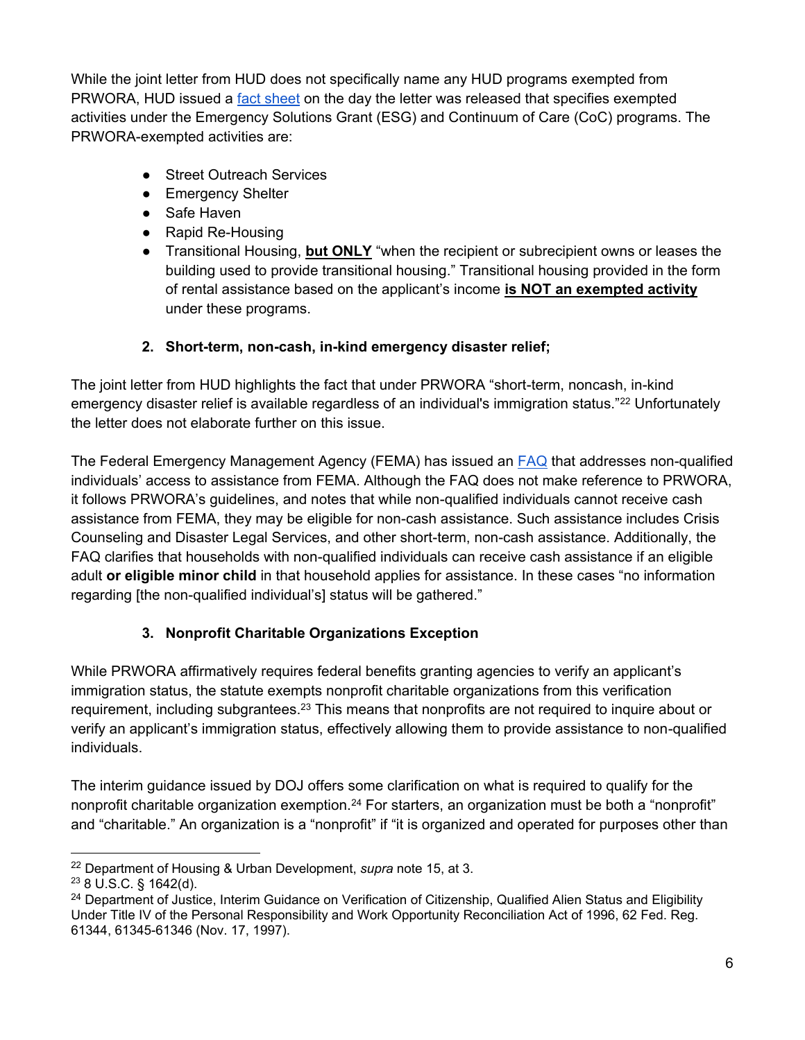While the joint letter from HUD does not specifically name any HUD programs exempted from PRWORA, HUD issued a [fact sheet](#) on the day the letter was released that specifies exempted activities under the Emergency Solutions Grant (ESG) and Continuum of Care (CoC) programs. The PRWORA-exempted activities are:

- Street Outreach Services
- Emergency Shelter
- Safe Haven
- Rapid Re-Housing
- Transitional Housing, **but ONLY** "when the recipient or subrecipient owns or leases the building used to provide transitional housing." Transitional housing provided in the form of rental assistance based on the applicant's income **is NOT an exempted activity** under these programs.

### 2. Short-term, non-cash, in-kind emergency disaster relief;

The joint letter from HUD highlights the fact that under PRWORA "short-term, noncash, in-kind emergency disaster relief is available regardless of an individual's immigration status."[22] Unfortunately the letter does not elaborate further on this issue.

The Federal Emergency Management Agency (FEMA) has issued an [FAQ](#) that addresses non-qualified individuals' access to assistance from FEMA. Although the FAQ does not make reference to PRWORA, it follows PRWORA's guidelines, and notes that while non-qualified individuals cannot receive cash assistance from FEMA, they may be eligible for non-cash assistance. Such assistance includes Crisis Counseling and Disaster Legal Services, and other short-term, non-cash assistance. Additionally, the FAQ clarifies that households with non-qualified individuals can receive cash assistance if an eligible adult **or eligible minor child** in that household applies for assistance. In these cases "no information regarding [the non-qualified individual's] status will be gathered."

### 3. Nonprofit Charitable Organizations Exception

While PRWORA affirmatively requires federal benefits granting agencies to verify an applicant's immigration status, the statute exempts nonprofit charitable organizations from this verification requirement, including subgrantees.[23] This means that nonprofits are not required to inquire about or verify an applicant's immigration status, effectively allowing them to provide assistance to non-qualified individuals.

The interim guidance issued by DOJ offers some clarification on what is required to qualify for the nonprofit charitable organization exemption.[24] For starters, an organization must be both a "nonprofit" and "charitable." An organization is a "nonprofit" if "it is organized and operated for purposes other than

---

[22] Department of Housing & Urban Development, *supra* note 15, at 3.

[23] 8 U.S.C. § 1642(d).

[24] Department of Justice, Interim Guidance on Verification of Citizenship, Qualified Alien Status and Eligibility Under Title IV of the Personal Responsibility and Work Opportunity Reconciliation Act of 1996, 62 Fed. Reg. 61344, 61345-61346 (Nov. 17, 1997).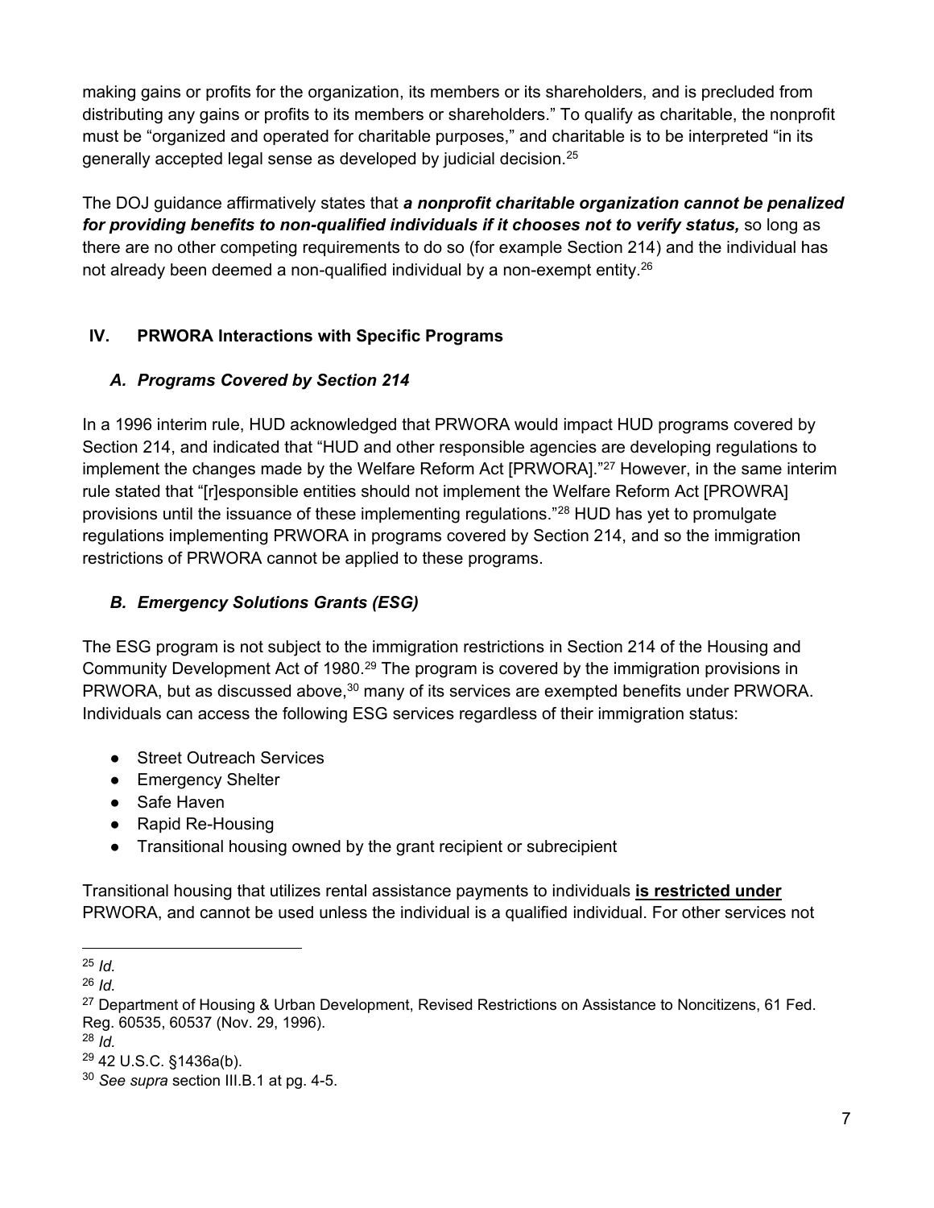making gains or profits for the organization, its members or its shareholders, and is precluded from distributing any gains or profits to its members or shareholders." To qualify as charitable, the nonprofit must be "organized and operated for charitable purposes," and charitable is to be interpreted "in its generally accepted legal sense as developed by judicial decision.[25]

The DOJ guidance affirmatively states that ***a nonprofit charitable organization cannot be penalized for providing benefits to non-qualified individuals if it chooses not to verify status,*** so long as there are no other competing requirements to do so (for example Section 214) and the individual has not already been deemed a non-qualified individual by a non-exempt entity.[26]

## IV. PRWORA Interactions with Specific Programs

### *A. Programs Covered by Section 214*

In a 1996 interim rule, HUD acknowledged that PRWORA would impact HUD programs covered by Section 214, and indicated that "HUD and other responsible agencies are developing regulations to implement the changes made by the Welfare Reform Act [PRWORA]."[27] However, in the same interim rule stated that "[r]esponsible entities should not implement the Welfare Reform Act [PROWRA] provisions until the issuance of these implementing regulations."[28] HUD has yet to promulgate regulations implementing PRWORA in programs covered by Section 214, and so the immigration restrictions of PRWORA cannot be applied to these programs.

### *B. Emergency Solutions Grants (ESG)*

The ESG program is not subject to the immigration restrictions in Section 214 of the Housing and Community Development Act of 1980.[29] The program is covered by the immigration provisions in PRWORA, but as discussed above,[30] many of its services are exempted benefits under PRWORA. Individuals can access the following ESG services regardless of their immigration status:

- Street Outreach Services
- Emergency Shelter
- Safe Haven
- Rapid Re-Housing
- Transitional housing owned by the grant recipient or subrecipient

Transitional housing that utilizes rental assistance payments to individuals **<u>is restricted under</u>** PRWORA, and cannot be used unless the individual is a qualified individual. For other services not

---

[25] *Id.*

[26] *Id.*

[27] Department of Housing & Urban Development, Revised Restrictions on Assistance to Noncitizens, 61 Fed. Reg. 60535, 60537 (Nov. 29, 1996).

[28] *Id.*

[29] 42 U.S.C. §1436a(b).

[30] *See supra* section III.B.1 at pg. 4-5.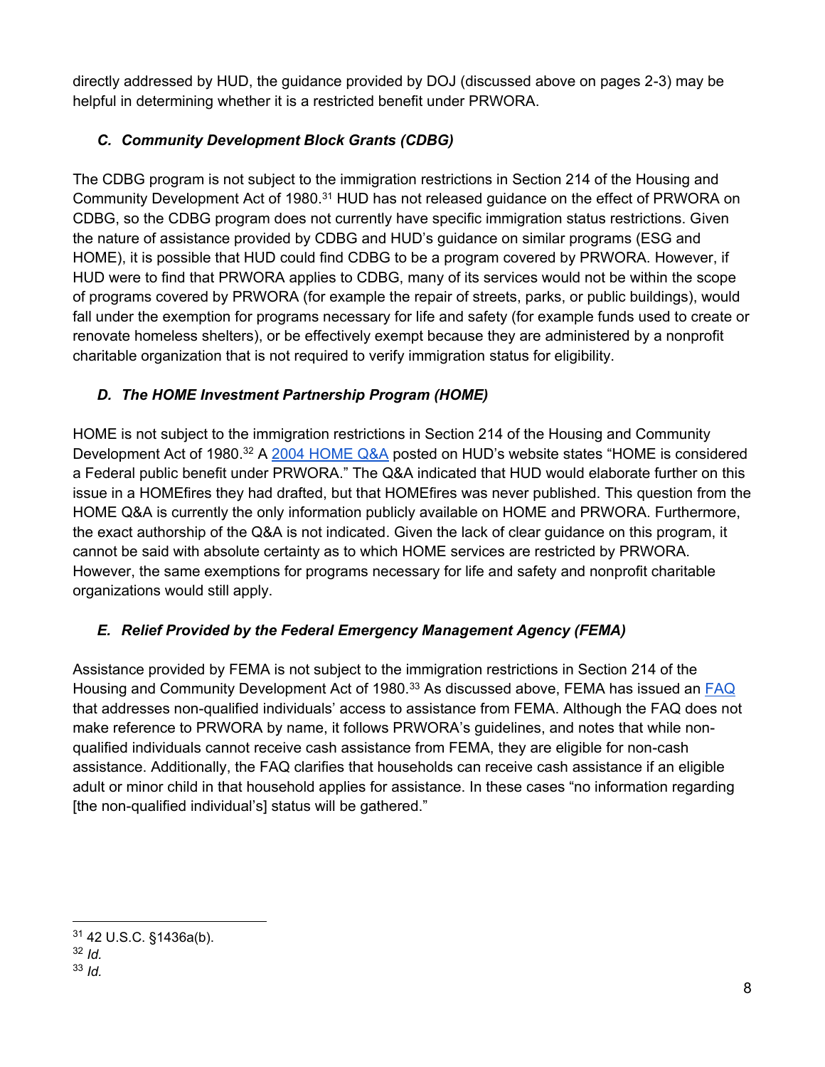directly addressed by HUD, the guidance provided by DOJ (discussed above on pages 2-3) may be helpful in determining whether it is a restricted benefit under PRWORA.

### *C. Community Development Block Grants (CDBG)*

The CDBG program is not subject to the immigration restrictions in Section 214 of the Housing and Community Development Act of 1980.[31] HUD has not released guidance on the effect of PRWORA on CDBG, so the CDBG program does not currently have specific immigration status restrictions. Given the nature of assistance provided by CDBG and HUD's guidance on similar programs (ESG and HOME), it is possible that HUD could find CDBG to be a program covered by PRWORA. However, if HUD were to find that PRWORA applies to CDBG, many of its services would not be within the scope of programs covered by PRWORA (for example the repair of streets, parks, or public buildings), would fall under the exemption for programs necessary for life and safety (for example funds used to create or renovate homeless shelters), or be effectively exempt because they are administered by a nonprofit charitable organization that is not required to verify immigration status for eligibility.

### *D. The HOME Investment Partnership Program (HOME)*

HOME is not subject to the immigration restrictions in Section 214 of the Housing and Community Development Act of 1980.[32] A 2004 HOME Q&A posted on HUD's website states "HOME is considered a Federal public benefit under PRWORA." The Q&A indicated that HUD would elaborate further on this issue in a HOMEfires they had drafted, but that HOMEfires was never published. This question from the HOME Q&A is currently the only information publicly available on HOME and PRWORA. Furthermore, the exact authorship of the Q&A is not indicated. Given the lack of clear guidance on this program, it cannot be said with absolute certainty as to which HOME services are restricted by PRWORA. However, the same exemptions for programs necessary for life and safety and nonprofit charitable organizations would still apply.

### *E. Relief Provided by the Federal Emergency Management Agency (FEMA)*

Assistance provided by FEMA is not subject to the immigration restrictions in Section 214 of the Housing and Community Development Act of 1980.[33] As discussed above, FEMA has issued an FAQ that addresses non-qualified individuals' access to assistance from FEMA. Although the FAQ does not make reference to PRWORA by name, it follows PRWORA's guidelines, and notes that while non-qualified individuals cannot receive cash assistance from FEMA, they are eligible for non-cash assistance. Additionally, the FAQ clarifies that households can receive cash assistance if an eligible adult or minor child in that household applies for assistance. In these cases "no information regarding [the non-qualified individual's] status will be gathered."

---

[31] 42 U.S.C. §1436a(b).
[32] *Id.*
[33] *Id.*